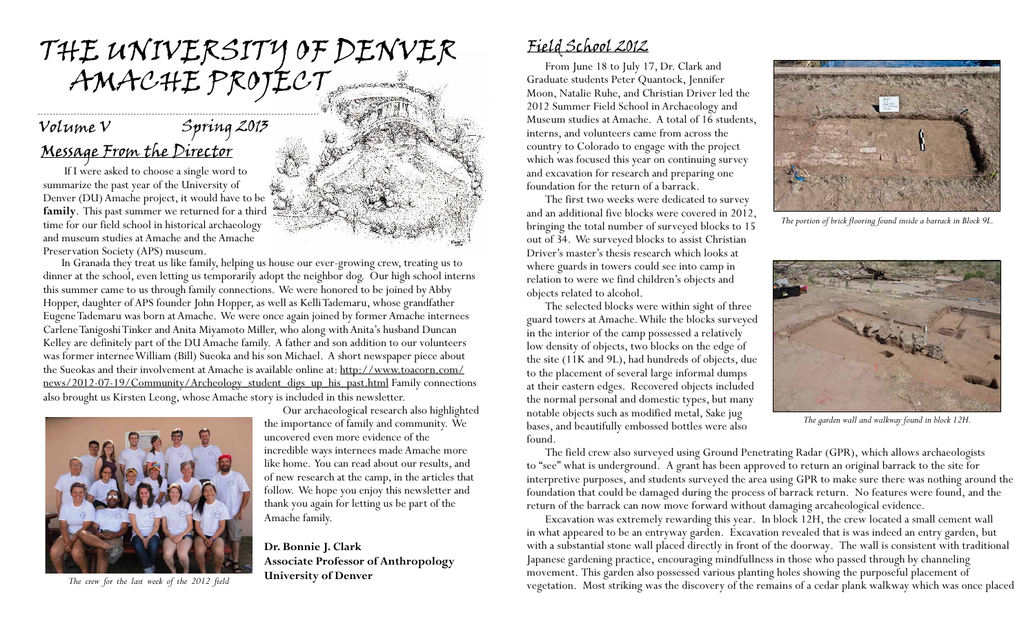# THE UNIVERSITY OF DENVER AMACHE PROJECT

Volume V Spring 2013

## Message From the Director

If I were asked to choose a single word to summarize the past year of the University of Denver (DU) Amache project, it would have to be **family**. This past summer we returned for a third time for our field school in historical archaeology and museum studies at Amache and the Amache Preservation Society (APS) museum.

In Granada they treat us like family, helping us house our ever-growing crew, treating us to dinner at the school, even letting us temporarily adopt the neighbor dog. Our high school interns this summer came to us through family connections. We were honored to be joined by Abby Hopper, daughter of APS founder John Hopper, as well as Kelli Tademaru, whose grandfather Eugene Tademaru was born at Amache. We were once again joined by former Amache internees Carlene Tanigoshi Tinker and Anita Miyamoto Miller, who along with Anita's husband Duncan Kelley are definitely part of the DU Amache family. A father and son addition to our volunteers was former internee William (Bill) Sueoka and his son Michael. A short newspaper piece about the Sueokas and their involvement at Amache is available online at: http://www.toacorn.com/news/2012-07-19/Community/Archeology_student_digs_up_his_past.html Family connections also brought us Kirsten Leong, whose Amache story is included in this newsletter.

*The crew for the last week of the 2012 field*

Our archaeological research also highlighted the importance of family and community. We uncovered even more evidence of the incredible ways internees made Amache more like home. You can read about our results, and of new research at the camp, in the articles that follow. We hope you enjoy this newsletter and thank you again for letting us be part of the Amache family.

**Dr. Bonnie J. Clark**
**Associate Professor of Anthropology**
**University of Denver**

## Field School 2012

From June 18 to July 17, Dr. Clark and Graduate students Peter Quantock, Jennifer Moon, Natalie Ruhe, and Christian Driver led the 2012 Summer Field School in Archaeology and Museum studies at Amache. A total of 16 students, interns, and volunteers came from across the country to Colorado to engage with the project which was focused this year on continuing survey and excavation for research and preparing one foundation for the return of a barrack.

The first two weeks were dedicated to survey and an additional five blocks were covered in 2012, bringing the total number of surveyed blocks to 15 out of 34. We surveyed blocks to assist Christian Driver's master's thesis research which looks at where guards in towers could see into camp in relation to were we find children's objects and objects related to alcohol.

The selected blocks were within sight of three guard towers at Amache. While the blocks surveyed in the interior of the camp possessed a relatively low density of objects, two blocks on the edge of the site (11K and 9L), had hundreds of objects, due to the placement of several large informal dumps at their eastern edges. Recovered objects included the normal personal and domestic types, but many notable objects such as modified metal, Sake jug bases, and beautifully embossed bottles were also found.

*The portion of brick flooring found inside a barrack in Block 9L.*

*The garden wall and walkway found in block 12H.*

The field crew also surveyed using Ground Penetrating Radar (GPR), which allows archaeologists to "see" what is underground. A grant has been approved to return an original barrack to the site for interpretive purposes, and students surveyed the area using GPR to make sure there was nothing around the foundation that could be damaged during the process of barrack return. No features were found, and the return of the barrack can now move forward without damaging arcaheological evidence.

Excavation was extremely rewarding this year. In block 12H, the crew located a small cement wall in what appeared to be an entryway garden. Excavation revealed that is was indeed an entry garden, but with a substantial stone wall placed directly in front of the doorway. The wall is consistent with traditional Japanese gardening practice, encouraging mindfullness in those who passed through by channeling movement. This garden also possessed various planting holes showing the purposeful placement of vegetation. Most striking was the discovery of the remains of a cedar plank walkway which was once placed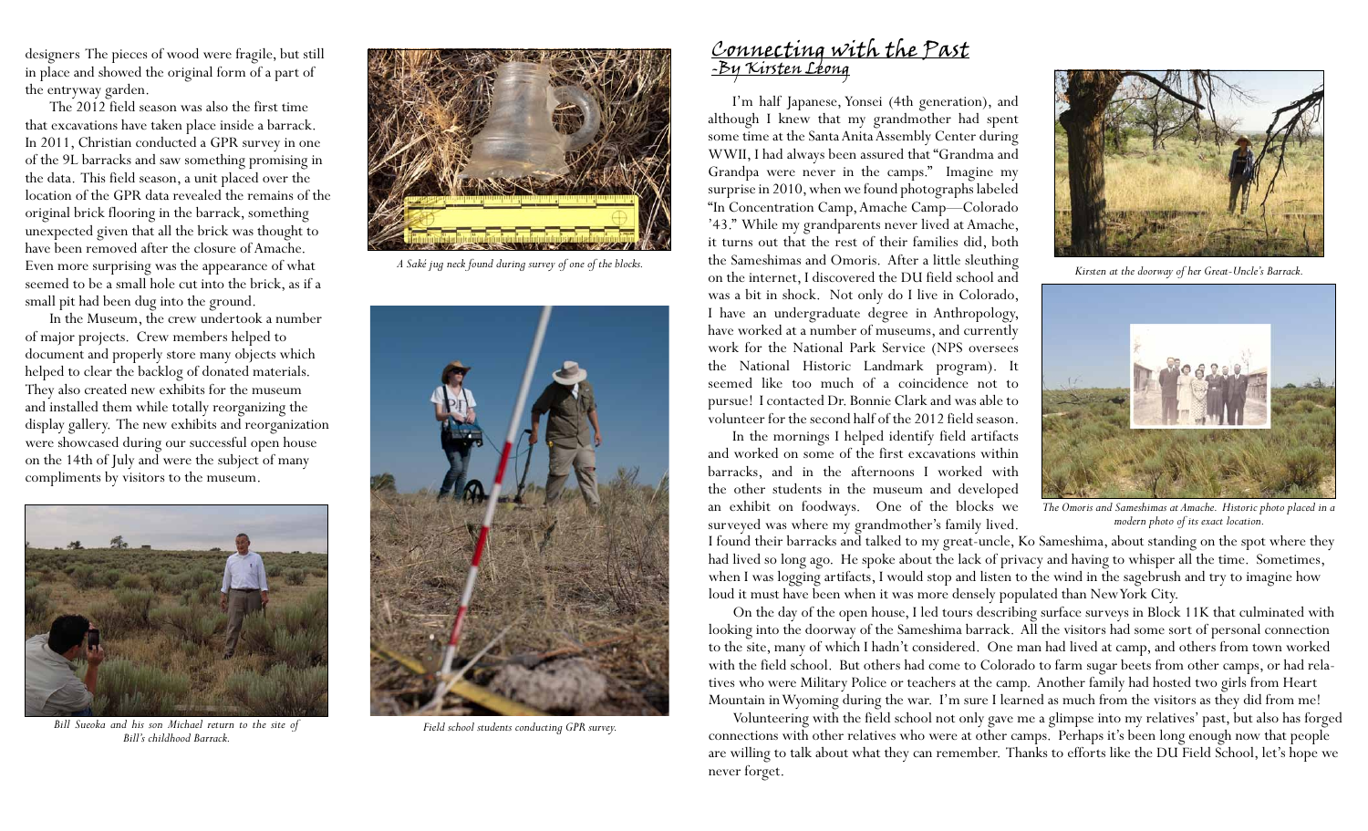designers The pieces of wood were fragile, but still in place and showed the original form of a part of the entryway garden.

The 2012 field season was also the first time that excavations have taken place inside a barrack. In 2011, Christian conducted a GPR survey in one of the 9L barracks and saw something promising in the data. This field season, a unit placed over the location of the GPR data revealed the remains of the original brick flooring in the barrack, something unexpected given that all the brick was thought to have been removed after the closure of Amache. Even more surprising was the appearance of what seemed to be a small hole cut into the brick, as if a small pit had been dug into the ground.

In the Museum, the crew undertook a number of major projects. Crew members helped to document and properly store many objects which helped to clear the backlog of donated materials. They also created new exhibits for the museum and installed them while totally reorganizing the display gallery. The new exhibits and reorganization were showcased during our successful open house on the 14th of July and were the subject of many compliments by visitors to the museum.

*Bill Sueoka and his son Michael return to the site of Bill's childhood Barrack.*

*A Saké jug neck found during survey of one of the blocks.*

*Field school students conducting GPR survey.*

## Connecting with the Past
### -By Kirsten Leong

I'm half Japanese, Yonsei (4th generation), and although I knew that my grandmother had spent some time at the Santa Anita Assembly Center during WWII, I had always been assured that "Grandma and Grandpa were never in the camps." Imagine my surprise in 2010, when we found photographs labeled "In Concentration Camp, Amache Camp—Colorado '43." While my grandparents never lived at Amache, it turns out that the rest of their families did, both the Sameshimas and Omoris. After a little sleuthing on the internet, I discovered the DU field school and was a bit in shock. Not only do I live in Colorado, I have an undergraduate degree in Anthropology, have worked at a number of museums, and currently work for the National Park Service (NPS oversees the National Historic Landmark program). It seemed like too much of a coincidence not to pursue! I contacted Dr. Bonnie Clark and was able to volunteer for the second half of the 2012 field season.

In the mornings I helped identify field artifacts and worked on some of the first excavations within barracks, and in the afternoons I worked with the other students in the museum and developed an exhibit on foodways. One of the blocks we surveyed was where my grandmother's family lived. I found their barracks and talked to my great-uncle, Ko Sameshima, about standing on the spot where they had lived so long ago. He spoke about the lack of privacy and having to whisper all the time. Sometimes, when I was logging artifacts, I would stop and listen to the wind in the sagebrush and try to imagine how loud it must have been when it was more densely populated than New York City.

On the day of the open house, I led tours describing surface surveys in Block 11K that culminated with looking into the doorway of the Sameshima barrack. All the visitors had some sort of personal connection to the site, many of which I hadn't considered. One man had lived at camp, and others from town worked with the field school. But others had come to Colorado to farm sugar beets from other camps, or had relatives who were Military Police or teachers at the camp. Another family had hosted two girls from Heart Mountain in Wyoming during the war. I'm sure I learned as much from the visitors as they did from me!

Volunteering with the field school not only gave me a glimpse into my relatives' past, but also has forged connections with other relatives who were at other camps. Perhaps it's been long enough now that people are willing to talk about what they can remember. Thanks to efforts like the DU Field School, let's hope we never forget.

*Kirsten at the doorway of her Great-Uncle's Barrack.*

*The Omoris and Sameshimas at Amache. Historic photo placed in a modern photo of its exact location.*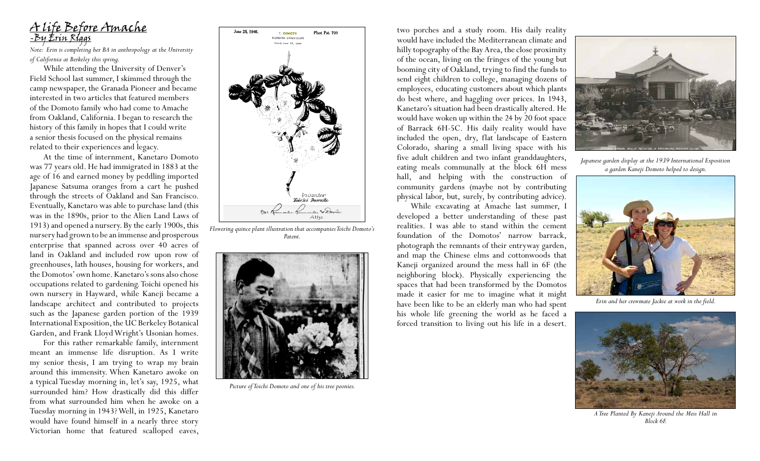# A Life Before Amache
## -By Erin Riggs

*Note: Erin is completing her BA in anthropology at the University of California at Berkeley this spring.*

While attending the University of Denver's Field School last summer, I skimmed through the camp newspaper, the Granada Pioneer and became interested in two articles that featured members of the Domoto family who had come to Amache from Oakland, California. I began to research the history of this family in hopes that I could write a senior thesis focused on the physical remains related to their experiences and legacy.

At the time of internment, Kanetaro Domoto was 77 years old. He had immigrated in 1883 at the age of 16 and earned money by peddling imported Japanese Satsuma oranges from a cart he pushed through the streets of Oakland and San Francisco. Eventually, Kanetaro was able to purchase land (this was in the 1890s, prior to the Alien Land Laws of 1913) and opened a nursery. By the early 1900s, this nursery had grown to be an immense and prosperous enterprise that spanned across over 40 acres of land in Oakland and included row upon row of greenhouses, lath houses, housing for workers, and the Domotos' own home. Kanetaro's sons also chose occupations related to gardening. Toichi opened his own nursery in Hayward, while Kaneji became a landscape architect and contributed to projects such as the Japanese garden portion of the 1939 International Exposition, the UC Berkeley Botanical Garden, and Frank Lloyd Wright's Usonian homes.

For this rather remarkable family, internment meant an immense life disruption. As I write my senior thesis, I am trying to wrap my brain around this immensity. When Kanetaro awoke on a typical Tuesday morning in, let's say, 1925, what surrounded him? How drastically did this differ from what surrounded him when he awoke on a Tuesday morning in 1943? Well, in 1925, Kanetaro would have found himself in a nearly three story Victorian home that featured scalloped eaves, two porches and a study room. His daily reality would have included the Mediterranean climate and hilly topography of the Bay Area, the close proximity of the ocean, living on the fringes of the young but booming city of Oakland, trying to find the funds to send eight children to college, managing dozens of employees, educating customers about which plants do best where, and haggling over prices. In 1943, Kanetaro's situation had been drastically altered. He would have woken up within the 24 by 20 foot space of Barrack 6H-5C. His daily reality would have included the open, dry, flat landscape of Eastern Colorado, sharing a small living space with his five adult children and two infant granddaughters, eating meals communally at the block 6H mess hall, and helping with the construction of community gardens (maybe not by contributing physical labor, but, surely, by contributing advice).

While excavating at Amache last summer, I developed a better understanding of these past realities. I was able to stand within the cement foundation of the Domotos' narrow barrack, photograph the remnants of their entryway garden, and map the Chinese elms and cottonwoods that Kaneji organized around the mess hall in 6F (the neighboring block). Physically experiencing the spaces that had been transformed by the Domotos made it easier for me to imagine what it might have been like to be an elderly man who had spent his whole life greening the world as he faced a forced transition to living out his life in a desert.

*Flowering quince plant illustration that accompanies Toichi Domoto's Patent.*

*Picture of Toichi Domoto and one of his tree peonies.*

*Japanese garden display at the 1939 International Exposition a garden Kaneji Domoto helped to design.*

*Erin and her crewmate Jackie at work in the field.*

*A Tree Planted By Kaneji Around the Mess Hall in Block 6F.*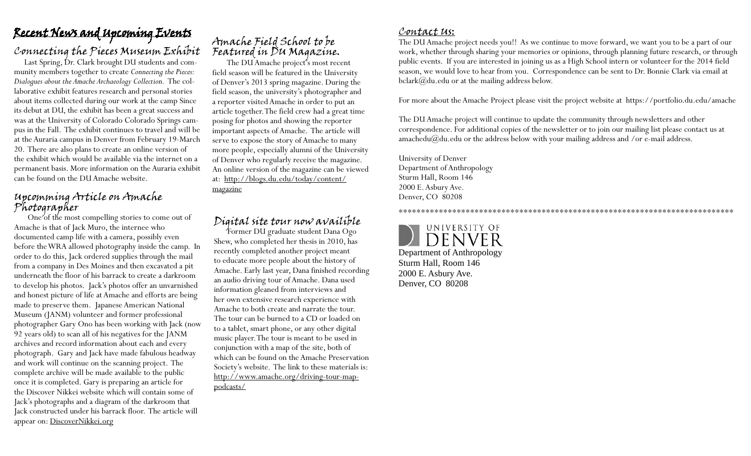# Recent News and Upcoming Events

## Connecting the Pieces Museum Exhibit

Last Spring, Dr. Clark brought DU students and community members together to create *Connecting the Pieces: Dialogues about the Amache Archaeology Collection*. The collaborative exhibit features research and personal stories about items collected during our work at the camp Since its debut at DU, the exhibit has been a great success and was at the University of Colorado Colorado Springs campus in the Fall. The exhibit continues to travel and will be at the Auraria campus in Denver from February 19-March 20. There are also plans to create an online version of the exhibit which would be available via the internet on a permanent basis. More information on the Auraria exhibit can be found on the DU Amache website.

## Upcomming Article on Amache Photographer

One of the most compelling stories to come out of Amache is that of Jack Muro, the internee who documented camp life with a camera, possibly even before the WRA allowed photography inside the camp. In order to do this, Jack ordered supplies through the mail from a company in Des Moines and then excavated a pit underneath the floor of his barrack to create a darkroom to develop his photos. Jack's photos offer an unvarnished and honest picture of life at Amache and efforts are being made to preserve them. Japanese American National Museum (JANM) volunteer and former professional photographer Gary Ono has been working with Jack (now 92 years old) to scan all of his negatives for the JANM archives and record information about each and every photograph. Gary and Jack have made fabulous headway and work will continue on the scanning project. The complete archive will be made available to the public once it is completed. Gary is preparing an article for the Discover Nikkei website which will contain some of Jack's photographs and a diagram of the darkroom that Jack constructed under his barrack floor. The article will appear on: DiscoverNikkei.org

## Amache Field School to be Featured in DU Magazine.

The DU Amache project's most recent field season will be featured in the University of Denver's 2013 spring magazine. During the field season, the university's photographer and a reporter visited Amache in order to put an article together. The field crew had a great time posing for photos and showing the reporter important aspects of Amache. The article will serve to expose the story of Amache to many more people, especially alumni of the University of Denver who regularly receive the magazine. An online version of the magazine can be viewed at: http://blogs.du.edu/today/content/magazine

## Digital site tour now availible

Former DU graduate student Dana Ogo Shew, who completed her thesis in 2010, has recently completed another project meant to educate more people about the history of Amache. Early last year, Dana finished recording an audio driving tour of Amache. Dana used information gleaned from interviews and her own extensive research experience with Amache to both create and narrate the tour. The tour can be burned to a CD or loaded on to a tablet, smart phone, or any other digital music player. The tour is meant to be used in conjunction with a map of the site, both of which can be found on the Amache Preservation Society's website. The link to these materials is: http://www.amache.org/driving-tour-map-podcasts/

## Contact Us:

The DU Amache project needs you!! As we continue to move forward, we want you to be a part of our work, whether through sharing your memories or opinions, through planning future research, or through public events. If you are interested in joining us as a High School intern or volunteer for the 2014 field season, we would love to hear from you. Correspondence can be sent to Dr. Bonnie Clark via email at bclark@du.edu or at the mailing address below.

For more about the Amache Project please visit the project website at https://portfolio.du.edu/amache

The DU Amache project will continue to update the community through newsletters and other correspondence. For additional copies of the newsletter or to join our mailing list please contact us at amachedu@du.edu or the address below with your mailing address and /or e-mail address.

University of Denver
Department of Anthropology
Sturm Hall, Room 146
2000 E. Asbury Ave.
Denver, CO 80208

*****************************************************************************

UNIVERSITY OF DENVER
Department of Anthropology
Sturm Hall, Room 146
2000 E. Asbury Ave.
Denver, CO 80208